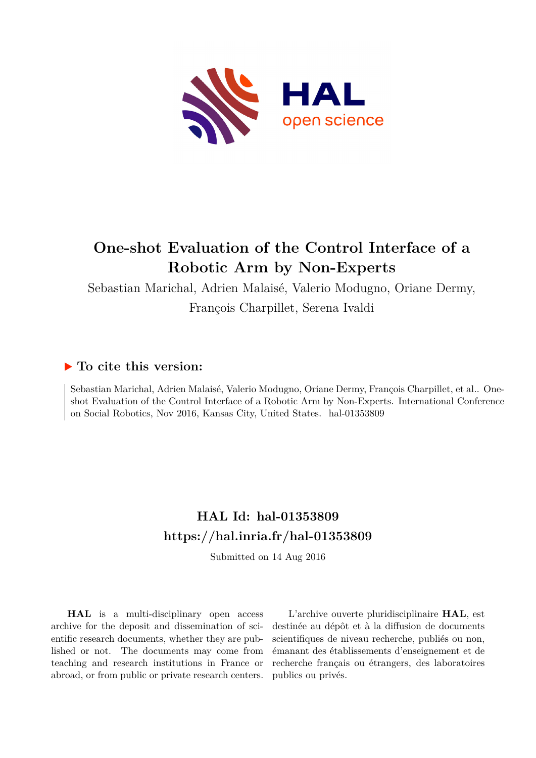# One-shot Evaluation of the Control Interface of a Robotic Arm by Non-Experts

Sebastian Marichal, Adrien Malaisé, Valerio Modugno, Oriane Dermy, François Charpillet, Serena Ivaldi

## ▶ To cite this version:

Sebastian Marichal, Adrien Malaisé, Valerio Modugno, Oriane Dermy, François Charpillet, et al.. One-shot Evaluation of the Control Interface of a Robotic Arm by Non-Experts. International Conference on Social Robotics, Nov 2016, Kansas City, United States. hal-01353809

## HAL Id: hal-01353809
## https://hal.inria.fr/hal-01353809

Submitted on 14 Aug 2016

**HAL** is a multi-disciplinary open access archive for the deposit and dissemination of scientific research documents, whether they are published or not. The documents may come from teaching and research institutions in France or abroad, or from public or private research centers.

L'archive ouverte pluridisciplinaire **HAL**, est destinée au dépôt et à la diffusion de documents scientifiques de niveau recherche, publiés ou non, émanant des établissements d'enseignement et de recherche français ou étrangers, des laboratoires publics ou privés.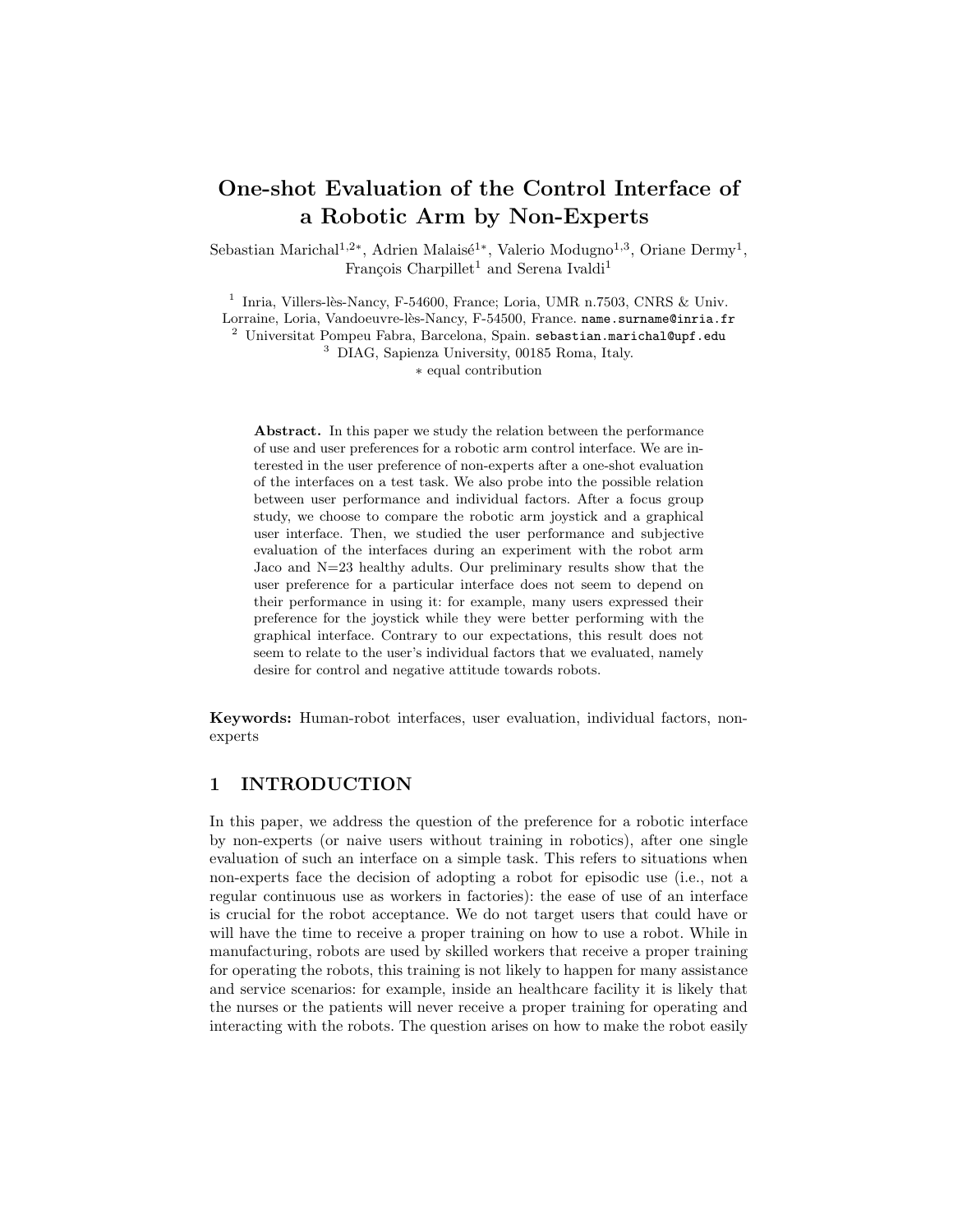# One-shot Evaluation of the Control Interface of a Robotic Arm by Non-Experts

Sebastian Marichal[1,2*], Adrien Malaisé[1*], Valerio Modugno[1,3], Oriane Dermy[1], François Charpillet[1] and Serena Ivaldi[1]

[1] Inria, Villers-lès-Nancy, F-54600, France; Loria, UMR n.7503, CNRS & Univ. Lorraine, Loria, Vandoeuvre-lès-Nancy, F-54500, France. `name.surname@inria.fr`
[2] Universitat Pompeu Fabra, Barcelona, Spain. `sebastian.marichal@upf.edu`
[3] DIAG, Sapienza University, 00185 Roma, Italy.
* equal contribution

**Abstract.** In this paper we study the relation between the performance of use and user preferences for a robotic arm control interface. We are interested in the user preference of non-experts after a one-shot evaluation of the interfaces on a test task. We also probe into the possible relation between user performance and individual factors. After a focus group study, we choose to compare the robotic arm joystick and a graphical user interface. Then, we studied the user performance and subjective evaluation of the interfaces during an experiment with the robot arm Jaco and N=23 healthy adults. Our preliminary results show that the user preference for a particular interface does not seem to depend on their performance in using it: for example, many users expressed their preference for the joystick while they were better performing with the graphical interface. Contrary to our expectations, this result does not seem to relate to the user's individual factors that we evaluated, namely desire for control and negative attitude towards robots.

**Keywords:** Human-robot interfaces, user evaluation, individual factors, non-experts

## 1 INTRODUCTION

In this paper, we address the question of the preference for a robotic interface by non-experts (or naive users without training in robotics), after one single evaluation of such an interface on a simple task. This refers to situations when non-experts face the decision of adopting a robot for episodic use (i.e., not a regular continuous use as workers in factories): the ease of use of an interface is crucial for the robot acceptance. We do not target users that could have or will have the time to receive a proper training on how to use a robot. While in manufacturing, robots are used by skilled workers that receive a proper training for operating the robots, this training is not likely to happen for many assistance and service scenarios: for example, inside an healthcare facility it is likely that the nurses or the patients will never receive a proper training for operating and interacting with the robots. The question arises on how to make the robot easily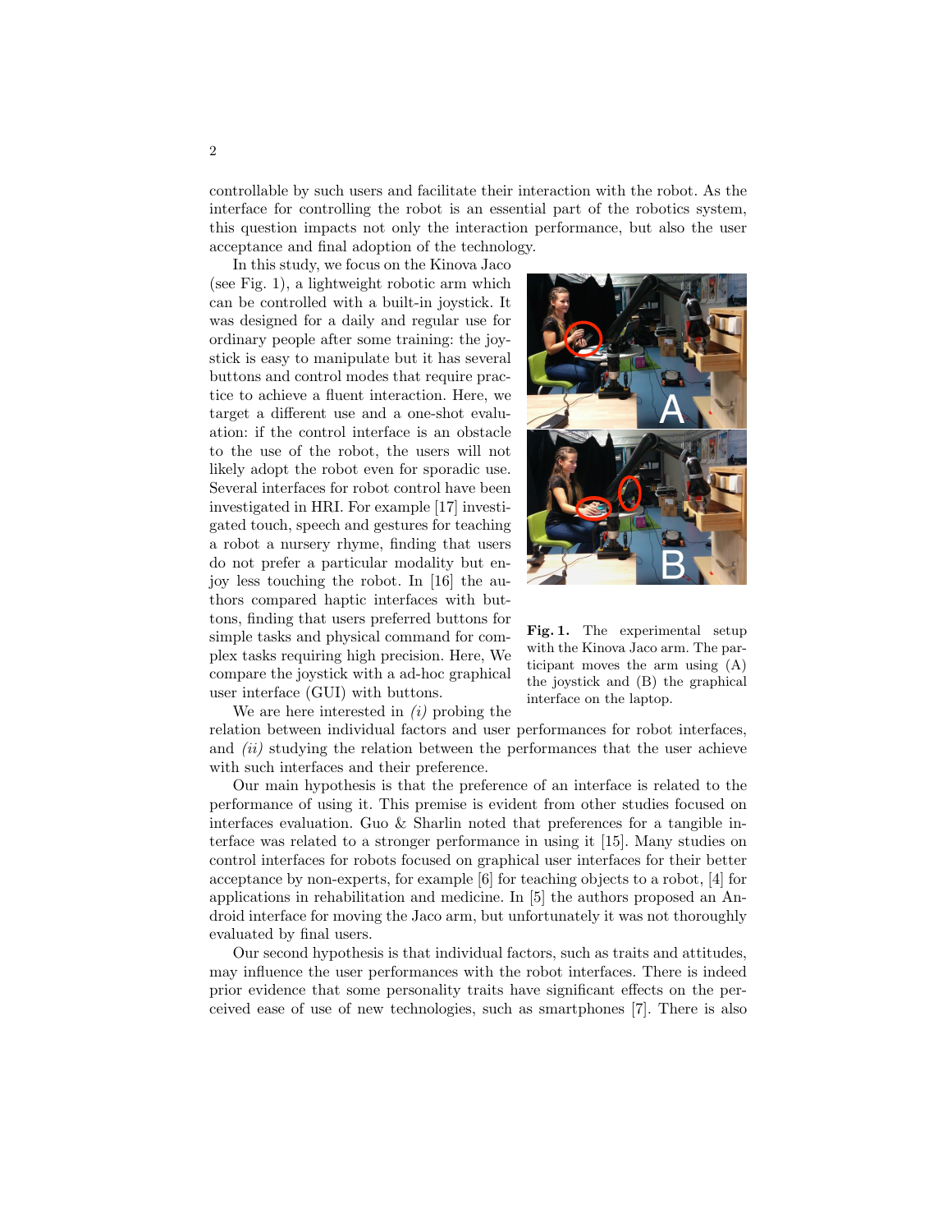controllable by such users and facilitate their interaction with the robot. As the interface for controlling the robot is an essential part of the robotics system, this question impacts not only the interaction performance, but also the user acceptance and final adoption of the technology.

In this study, we focus on the Kinova Jaco (see Fig. 1), a lightweight robotic arm which can be controlled with a built-in joystick. It was designed for a daily and regular use for ordinary people after some training: the joystick is easy to manipulate but it has several buttons and control modes that require practice to achieve a fluent interaction. Here, we target a different use and a one-shot evaluation: if the control interface is an obstacle to the use of the robot, the users will not likely adopt the robot even for sporadic use. Several interfaces for robot control have been investigated in HRI. For example [17] investigated touch, speech and gestures for teaching a robot a nursery rhyme, finding that users do not prefer a particular modality but enjoy less touching the robot. In [16] the authors compared haptic interfaces with buttons, finding that users preferred buttons for simple tasks and physical command for complex tasks requiring high precision. Here, We compare the joystick with a ad-hoc graphical user interface (GUI) with buttons.

**Fig. 1.** The experimental setup with the Kinova Jaco arm. The participant moves the arm using (A) the joystick and (B) the graphical interface on the laptop.

We are here interested in *(i)* probing the relation between individual factors and user performances for robot interfaces, and *(ii)* studying the relation between the performances that the user achieve with such interfaces and their preference.

Our main hypothesis is that the preference of an interface is related to the performance of using it. This premise is evident from other studies focused on interfaces evaluation. Guo & Sharlin noted that preferences for a tangible interface was related to a stronger performance in using it [15]. Many studies on control interfaces for robots focused on graphical user interfaces for their better acceptance by non-experts, for example [6] for teaching objects to a robot, [4] for applications in rehabilitation and medicine. In [5] the authors proposed an Android interface for moving the Jaco arm, but unfortunately it was not thoroughly evaluated by final users.

Our second hypothesis is that individual factors, such as traits and attitudes, may influence the user performances with the robot interfaces. There is indeed prior evidence that some personality traits have significant effects on the perceived ease of use of new technologies, such as smartphones [7]. There is also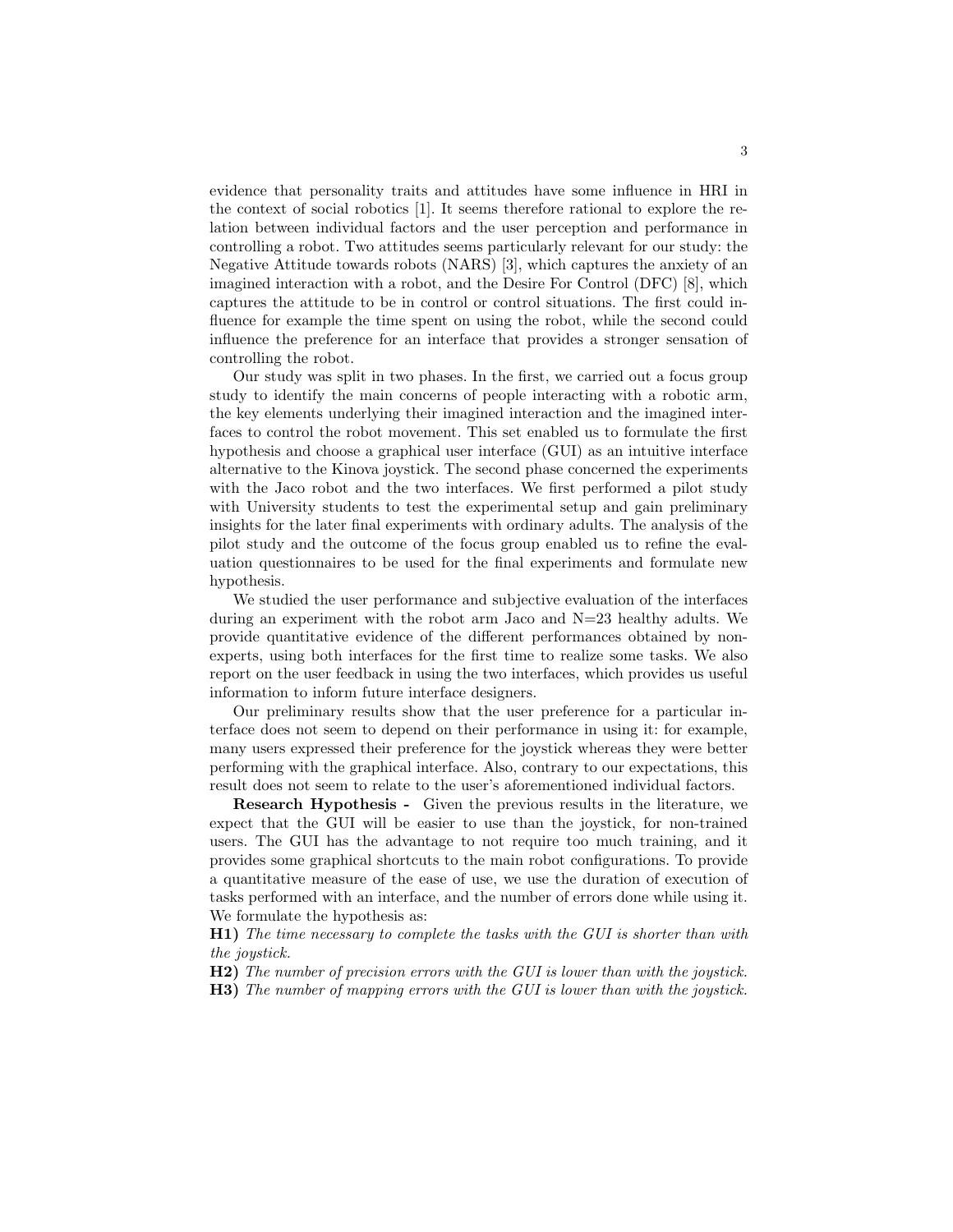evidence that personality traits and attitudes have some influence in HRI in the context of social robotics [1]. It seems therefore rational to explore the relation between individual factors and the user perception and performance in controlling a robot. Two attitudes seems particularly relevant for our study: the Negative Attitude towards robots (NARS) [3], which captures the anxiety of an imagined interaction with a robot, and the Desire For Control (DFC) [8], which captures the attitude to be in control or control situations. The first could influence for example the time spent on using the robot, while the second could influence the preference for an interface that provides a stronger sensation of controlling the robot.

Our study was split in two phases. In the first, we carried out a focus group study to identify the main concerns of people interacting with a robotic arm, the key elements underlying their imagined interaction and the imagined interfaces to control the robot movement. This set enabled us to formulate the first hypothesis and choose a graphical user interface (GUI) as an intuitive interface alternative to the Kinova joystick. The second phase concerned the experiments with the Jaco robot and the two interfaces. We first performed a pilot study with University students to test the experimental setup and gain preliminary insights for the later final experiments with ordinary adults. The analysis of the pilot study and the outcome of the focus group enabled us to refine the evaluation questionnaires to be used for the final experiments and formulate new hypothesis.

We studied the user performance and subjective evaluation of the interfaces during an experiment with the robot arm Jaco and N=23 healthy adults. We provide quantitative evidence of the different performances obtained by non-experts, using both interfaces for the first time to realize some tasks. We also report on the user feedback in using the two interfaces, which provides us useful information to inform future interface designers.

Our preliminary results show that the user preference for a particular interface does not seem to depend on their performance in using it: for example, many users expressed their preference for the joystick whereas they were better performing with the graphical interface. Also, contrary to our expectations, this result does not seem to relate to the user's aforementioned individual factors.

**Research Hypothesis -** Given the previous results in the literature, we expect that the GUI will be easier to use than the joystick, for non-trained users. The GUI has the advantage to not require too much training, and it provides some graphical shortcuts to the main robot configurations. To provide a quantitative measure of the ease of use, we use the duration of execution of tasks performed with an interface, and the number of errors done while using it. We formulate the hypothesis as:

**H1)** *The time necessary to complete the tasks with the GUI is shorter than with the joystick.*

**H2)** *The number of precision errors with the GUI is lower than with the joystick.*

**H3)** *The number of mapping errors with the GUI is lower than with the joystick.*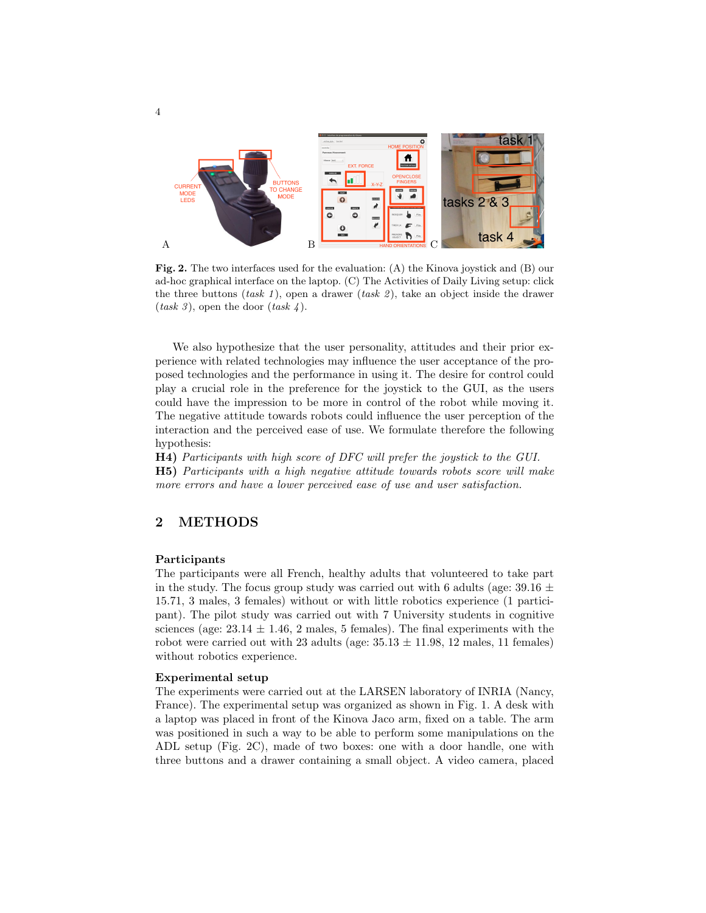Fig. 2. The two interfaces used for the evaluation: (A) the Kinova joystick and (B) our ad-hoc graphical interface on the laptop. (C) The Activities of Daily Living setup: click the three buttons (*task 1*), open a drawer (*task 2*), take an object inside the drawer (*task 3*), open the door (*task 4*).

We also hypothesize that the user personality, attitudes and their prior experience with related technologies may influence the user acceptance of the proposed technologies and the performance in using it. The desire for control could play a crucial role in the preference for the joystick to the GUI, as the users could have the impression to be more in control of the robot while moving it. The negative attitude towards robots could influence the user perception of the interaction and the perceived ease of use. We formulate therefore the following hypothesis:

**H4)** *Participants with high score of DFC will prefer the joystick to the GUI.*
**H5)** *Participants with a high negative attitude towards robots score will make more errors and have a lower perceived ease of use and user satisfaction.*

## 2 METHODS

### Participants

The participants were all French, healthy adults that volunteered to take part in the study. The focus group study was carried out with 6 adults (age: $39.16 \pm 15.71$, 3 males, 3 females) without or with little robotics experience (1 participant). The pilot study was carried out with 7 University students in cognitive sciences (age: $23.14 \pm 1.46$, 2 males, 5 females). The final experiments with the robot were carried out with 23 adults (age: $35.13 \pm 11.98$, 12 males, 11 females) without robotics experience.

### Experimental setup

The experiments were carried out at the LARSEN laboratory of INRIA (Nancy, France). The experimental setup was organized as shown in Fig. 1. A desk with a laptop was placed in front of the Kinova Jaco arm, fixed on a table. The arm was positioned in such a way to be able to perform some manipulations on the ADL setup (Fig. 2C), made of two boxes: one with a door handle, one with three buttons and a drawer containing a small object. A video camera, placed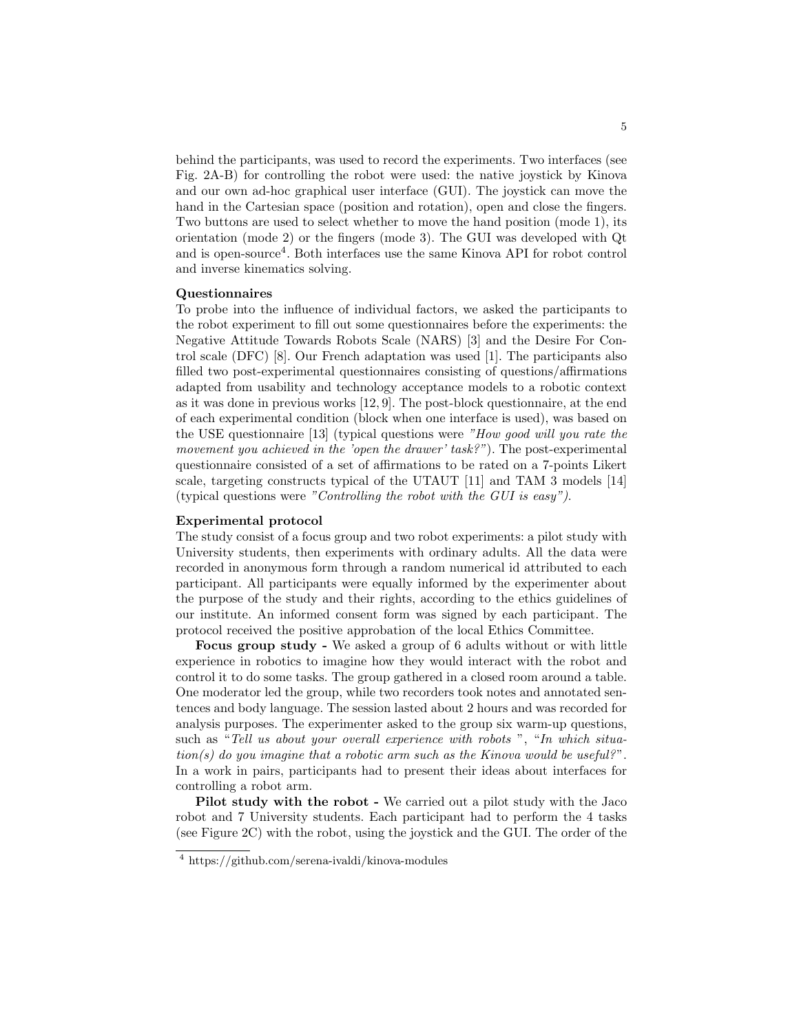behind the participants, was used to record the experiments. Two interfaces (see Fig. 2A-B) for controlling the robot were used: the native joystick by Kinova and our own ad-hoc graphical user interface (GUI). The joystick can move the hand in the Cartesian space (position and rotation), open and close the fingers. Two buttons are used to select whether to move the hand position (mode 1), its orientation (mode 2) or the fingers (mode 3). The GUI was developed with Qt and is open-source[4]. Both interfaces use the same Kinova API for robot control and inverse kinematics solving.

**Questionnaires**

To probe into the influence of individual factors, we asked the participants to the robot experiment to fill out some questionnaires before the experiments: the Negative Attitude Towards Robots Scale (NARS) [3] and the Desire For Control scale (DFC) [8]. Our French adaptation was used [1]. The participants also filled two post-experimental questionnaires consisting of questions/affirmations adapted from usability and technology acceptance models to a robotic context as it was done in previous works [12, 9]. The post-block questionnaire, at the end of each experimental condition (block when one interface is used), was based on the USE questionnaire [13] (typical questions were *"How good will you rate the movement you achieved in the 'open the drawer' task?"*). The post-experimental questionnaire consisted of a set of affirmations to be rated on a 7-points Likert scale, targeting constructs typical of the UTAUT [11] and TAM 3 models [14] (typical questions were *"Controlling the robot with the GUI is easy")*.

**Experimental protocol**

The study consist of a focus group and two robot experiments: a pilot study with University students, then experiments with ordinary adults. All the data were recorded in anonymous form through a random numerical id attributed to each participant. All participants were equally informed by the experimenter about the purpose of the study and their rights, according to the ethics guidelines of our institute. An informed consent form was signed by each participant. The protocol received the positive approbation of the local Ethics Committee.

**Focus group study -** We asked a group of 6 adults without or with little experience in robotics to imagine how they would interact with the robot and control it to do some tasks. The group gathered in a closed room around a table. One moderator led the group, while two recorders took notes and annotated sentences and body language. The session lasted about 2 hours and was recorded for analysis purposes. The experimenter asked to the group six warm-up questions, such as "*Tell us about your overall experience with robots* ", "*In which situation(s) do you imagine that a robotic arm such as the Kinova would be useful?*". In a work in pairs, participants had to present their ideas about interfaces for controlling a robot arm.

**Pilot study with the robot -** We carried out a pilot study with the Jaco robot and 7 University students. Each participant had to perform the 4 tasks (see Figure 2C) with the robot, using the joystick and the GUI. The order of the

[4] https://github.com/serena-ivaldi/kinova-modules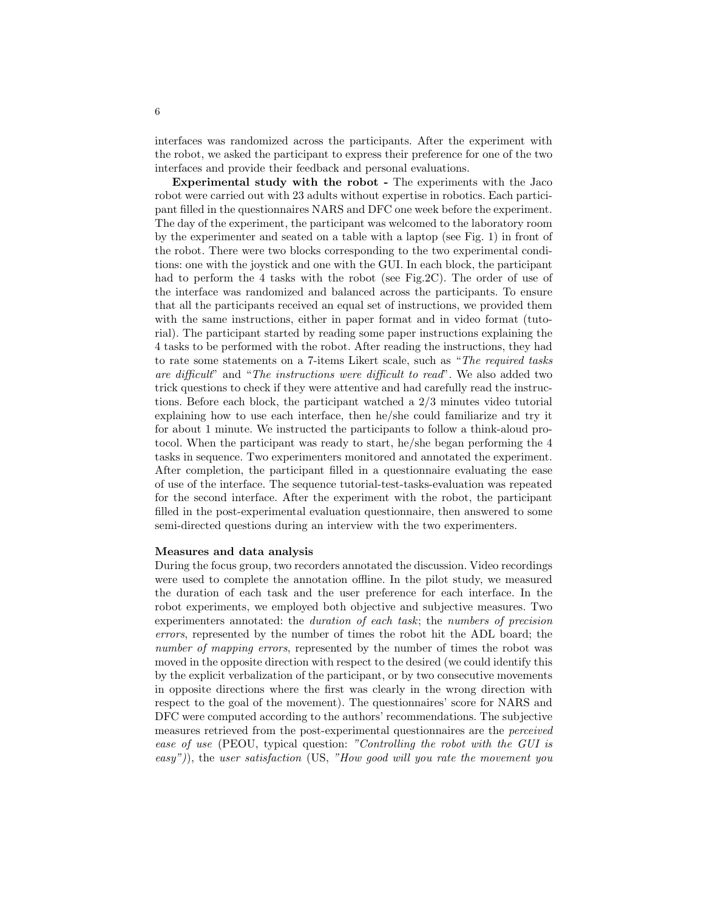interfaces was randomized across the participants. After the experiment with the robot, we asked the participant to express their preference for one of the two interfaces and provide their feedback and personal evaluations.

**Experimental study with the robot -** The experiments with the Jaco robot were carried out with 23 adults without expertise in robotics. Each participant filled in the questionnaires NARS and DFC one week before the experiment. The day of the experiment, the participant was welcomed to the laboratory room by the experimenter and seated on a table with a laptop (see Fig. 1) in front of the robot. There were two blocks corresponding to the two experimental conditions: one with the joystick and one with the GUI. In each block, the participant had to perform the 4 tasks with the robot (see Fig.2C). The order of use of the interface was randomized and balanced across the participants. To ensure that all the participants received an equal set of instructions, we provided them with the same instructions, either in paper format and in video format (tutorial). The participant started by reading some paper instructions explaining the 4 tasks to be performed with the robot. After reading the instructions, they had to rate some statements on a 7-items Likert scale, such as "*The required tasks are difficult*" and "*The instructions were difficult to read*". We also added two trick questions to check if they were attentive and had carefully read the instructions. Before each block, the participant watched a 2/3 minutes video tutorial explaining how to use each interface, then he/she could familiarize and try it for about 1 minute. We instructed the participants to follow a think-aloud protocol. When the participant was ready to start, he/she began performing the 4 tasks in sequence. Two experimenters monitored and annotated the experiment. After completion, the participant filled in a questionnaire evaluating the ease of use of the interface. The sequence tutorial-test-tasks-evaluation was repeated for the second interface. After the experiment with the robot, the participant filled in the post-experimental evaluation questionnaire, then answered to some semi-directed questions during an interview with the two experimenters.

**Measures and data analysis**

During the focus group, two recorders annotated the discussion. Video recordings were used to complete the annotation offline. In the pilot study, we measured the duration of each task and the user preference for each interface. In the robot experiments, we employed both objective and subjective measures. Two experimenters annotated: the *duration of each task*; the *numbers of precision errors*, represented by the number of times the robot hit the ADL board; the *number of mapping errors*, represented by the number of times the robot was moved in the opposite direction with respect to the desired (we could identify this by the explicit verbalization of the participant, or by two consecutive movements in opposite directions where the first was clearly in the wrong direction with respect to the goal of the movement). The questionnaires' score for NARS and DFC were computed according to the authors' recommendations. The subjective measures retrieved from the post-experimental questionnaires are the *perceived ease of use* (PEOU, typical question: *"Controlling the robot with the GUI is easy"*)), the *user satisfaction* (US, *"How good will you rate the movement you*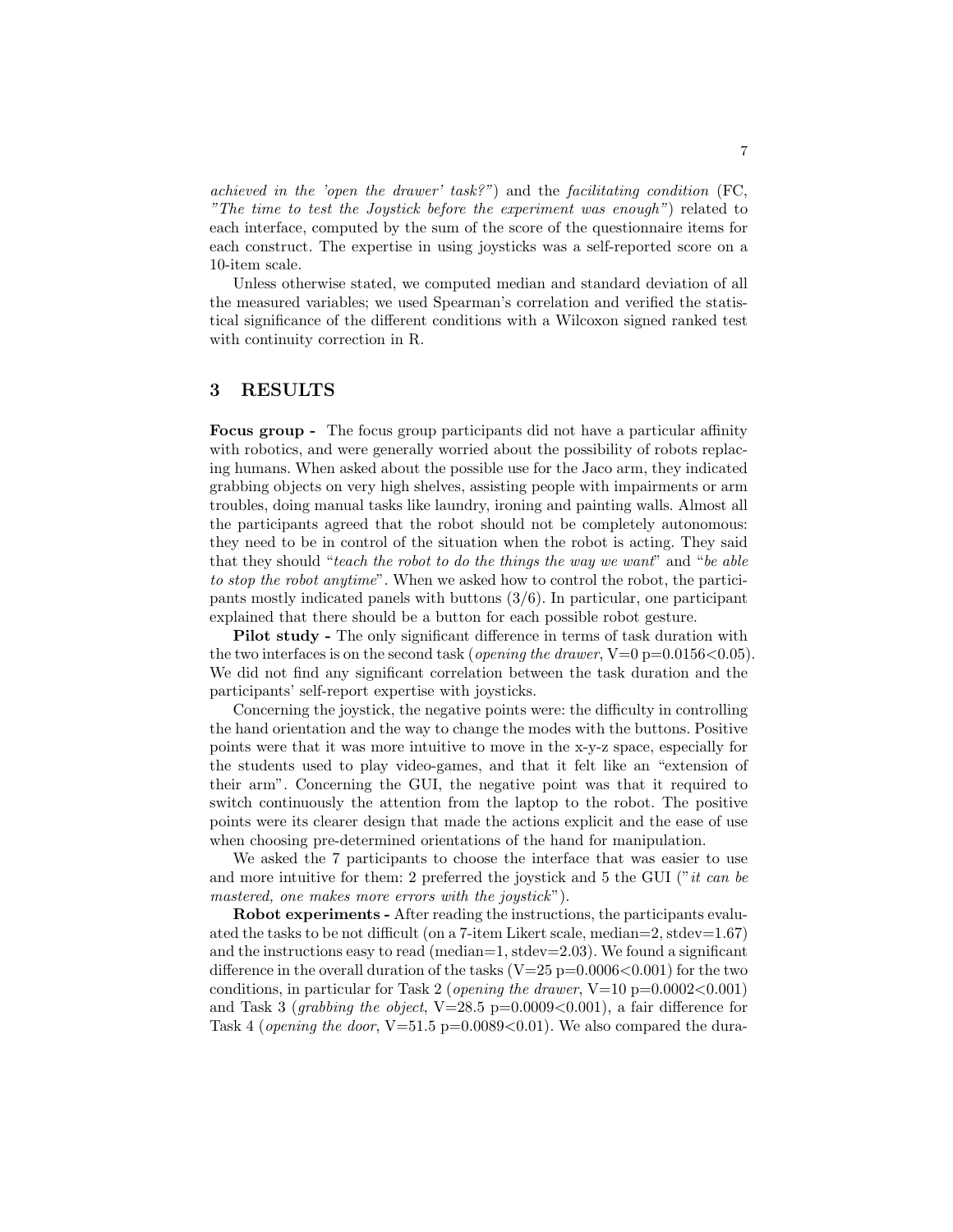*achieved in the 'open the drawer' task?"*) and the *facilitating condition* (FC, *"The time to test the Joystick before the experiment was enough"*) related to each interface, computed by the sum of the score of the questionnaire items for each construct. The expertise in using joysticks was a self-reported score on a 10-item scale.

Unless otherwise stated, we computed median and standard deviation of all the measured variables; we used Spearman's correlation and verified the statistical significance of the different conditions with a Wilcoxon signed ranked test with continuity correction in R.

## 3 RESULTS

**Focus group -** The focus group participants did not have a particular affinity with robotics, and were generally worried about the possibility of robots replacing humans. When asked about the possible use for the Jaco arm, they indicated grabbing objects on very high shelves, assisting people with impairments or arm troubles, doing manual tasks like laundry, ironing and painting walls. Almost all the participants agreed that the robot should not be completely autonomous: they need to be in control of the situation when the robot is acting. They said that they should "*teach the robot to do the things the way we want*" and "*be able to stop the robot anytime*". When we asked how to control the robot, the participants mostly indicated panels with buttons (3/6). In particular, one participant explained that there should be a button for each possible robot gesture.

**Pilot study -** The only significant difference in terms of task duration with the two interfaces is on the second task (*opening the drawer*, $V=0$ $p=0.0156<0.05$). We did not find any significant correlation between the task duration and the participants' self-report expertise with joysticks.

Concerning the joystick, the negative points were: the difficulty in controlling the hand orientation and the way to change the modes with the buttons. Positive points were that it was more intuitive to move in the x-y-z space, especially for the students used to play video-games, and that it felt like an "extension of their arm". Concerning the GUI, the negative point was that it required to switch continuously the attention from the laptop to the robot. The positive points were its clearer design that made the actions explicit and the ease of use when choosing pre-determined orientations of the hand for manipulation.

We asked the 7 participants to choose the interface that was easier to use and more intuitive for them: 2 preferred the joystick and 5 the GUI ("*it can be mastered, one makes more errors with the joystick*").

**Robot experiments -** After reading the instructions, the participants evaluated the tasks to be not difficult (on a 7-item Likert scale, median=2, stdev=1.67) and the instructions easy to read (median=1, stdev=2.03). We found a significant difference in the overall duration of the tasks ($V=25$ $p=0.0006<0.001$) for the two conditions, in particular for Task 2 (*opening the drawer*, $V=10$ $p=0.0002<0.001$) and Task 3 (*grabbing the object*, $V=28.5$ $p=0.0009<0.001$), a fair difference for Task 4 (*opening the door*, $V=51.5$ $p=0.0089<0.01$). We also compared the dura-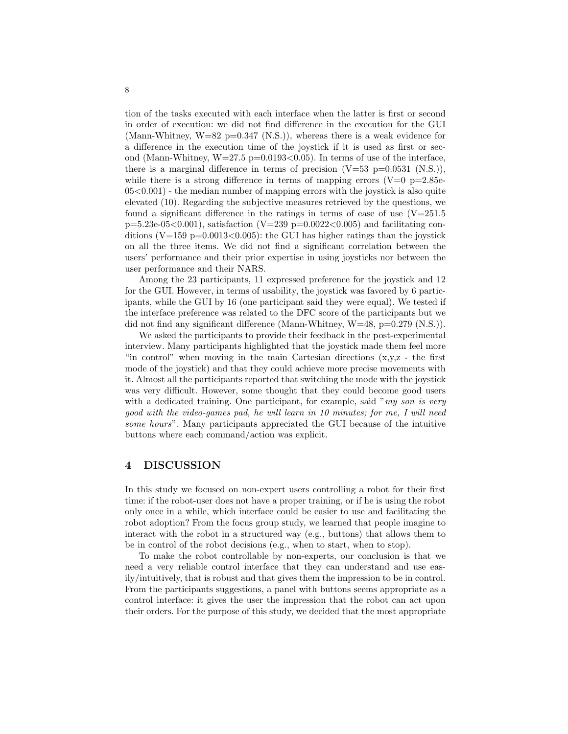tion of the tasks executed with each interface when the latter is first or second in order of execution: we did not find difference in the execution for the GUI (Mann-Whitney, $W=82$ $p=0.347$ (N.S.)), whereas there is a weak evidence for a difference in the execution time of the joystick if it is used as first or second (Mann-Whitney, $W=27.5$ $p=0.0193<0.05$). In terms of use of the interface, there is a marginal difference in terms of precision ($V=53$ $p=0.0531$ (N.S.)), while there is a strong difference in terms of mapping errors ($V=0$ $p=2.85e\text{-}05<0.001$) - the median number of mapping errors with the joystick is also quite elevated (10). Regarding the subjective measures retrieved by the questions, we found a significant difference in the ratings in terms of ease of use ($V=251.5$ $p=5.23e\text{-}05<0.001$), satisfaction ($V=239$ $p=0.0022<0.005$) and facilitating conditions ($V=159$ $p=0.0013<0.005$): the GUI has higher ratings than the joystick on all the three items. We did not find a significant correlation between the users' performance and their prior expertise in using joysticks nor between the user performance and their NARS.

Among the 23 participants, 11 expressed preference for the joystick and 12 for the GUI. However, in terms of usability, the joystick was favored by 6 participants, while the GUI by 16 (one participant said they were equal). We tested if the interface preference was related to the DFC score of the participants but we did not find any significant difference (Mann-Whitney, $W=48$, $p=0.279$ (N.S.)).

We asked the participants to provide their feedback in the post-experimental interview. Many participants highlighted that the joystick made them feel more "in control" when moving in the main Cartesian directions (x,y,z - the first mode of the joystick) and that they could achieve more precise movements with it. Almost all the participants reported that switching the mode with the joystick was very difficult. However, some thought that they could become good users with a dedicated training. One participant, for example, said "*my son is very good with the video-games pad, he will learn in 10 minutes; for me, I will need some hours*". Many participants appreciated the GUI because of the intuitive buttons where each command/action was explicit.

## 4 DISCUSSION

In this study we focused on non-expert users controlling a robot for their first time: if the robot-user does not have a proper training, or if he is using the robot only once in a while, which interface could be easier to use and facilitating the robot adoption? From the focus group study, we learned that people imagine to interact with the robot in a structured way (e.g., buttons) that allows them to be in control of the robot decisions (e.g., when to start, when to stop).

To make the robot controllable by non-experts, our conclusion is that we need a very reliable control interface that they can understand and use easily/intuitively, that is robust and that gives them the impression to be in control. From the participants suggestions, a panel with buttons seems appropriate as a control interface: it gives the user the impression that the robot can act upon their orders. For the purpose of this study, we decided that the most appropriate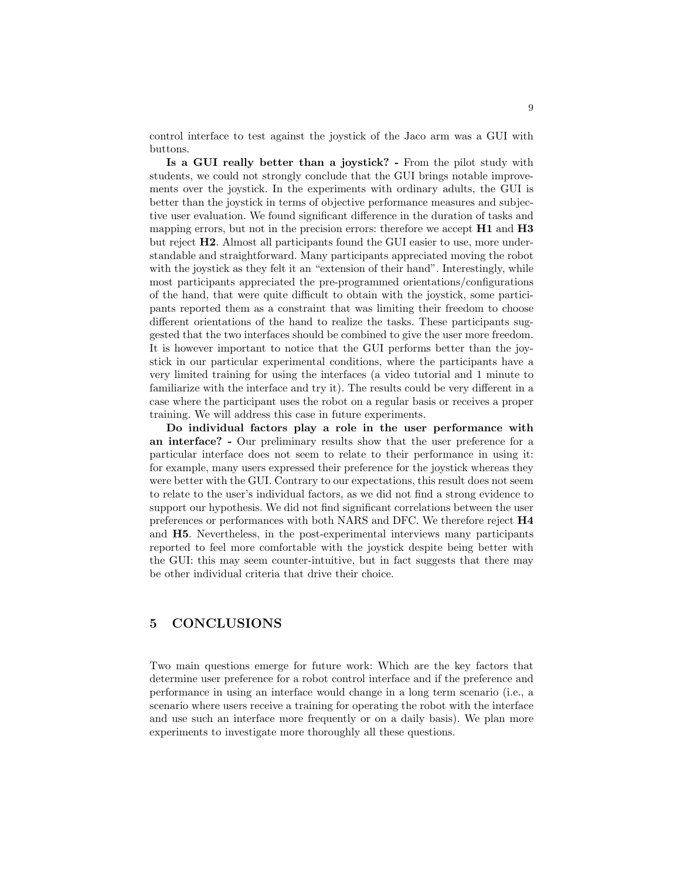control interface to test against the joystick of the Jaco arm was a GUI with buttons.

**Is a GUI really better than a joystick? -** From the pilot study with students, we could not strongly conclude that the GUI brings notable improvements over the joystick. In the experiments with ordinary adults, the GUI is better than the joystick in terms of objective performance measures and subjective user evaluation. We found significant difference in the duration of tasks and mapping errors, but not in the precision errors: therefore we accept **H1** and **H3** but reject **H2**. Almost all participants found the GUI easier to use, more understandable and straightforward. Many participants appreciated moving the robot with the joystick as they felt it an "extension of their hand". Interestingly, while most participants appreciated the pre-programmed orientations/configurations of the hand, that were quite difficult to obtain with the joystick, some participants reported them as a constraint that was limiting their freedom to choose different orientations of the hand to realize the tasks. These participants suggested that the two interfaces should be combined to give the user more freedom. It is however important to notice that the GUI performs better than the joystick in our particular experimental conditions, where the participants have a very limited training for using the interfaces (a video tutorial and 1 minute to familiarize with the interface and try it). The results could be very different in a case where the participant uses the robot on a regular basis or receives a proper training. We will address this case in future experiments.

**Do individual factors play a role in the user performance with an interface? -** Our preliminary results show that the user preference for a particular interface does not seem to relate to their performance in using it: for example, many users expressed their preference for the joystick whereas they were better with the GUI. Contrary to our expectations, this result does not seem to relate to the user's individual factors, as we did not find a strong evidence to support our hypothesis. We did not find significant correlations between the user preferences or performances with both NARS and DFC. We therefore reject **H4** and **H5**. Nevertheless, in the post-experimental interviews many participants reported to feel more comfortable with the joystick despite being better with the GUI: this may seem counter-intuitive, but in fact suggests that there may be other individual criteria that drive their choice.

## 5 CONCLUSIONS

Two main questions emerge for future work: Which are the key factors that determine user preference for a robot control interface and if the preference and performance in using an interface would change in a long term scenario (i.e., a scenario where users receive a training for operating the robot with the interface and use such an interface more frequently or on a daily basis). We plan more experiments to investigate more thoroughly all these questions.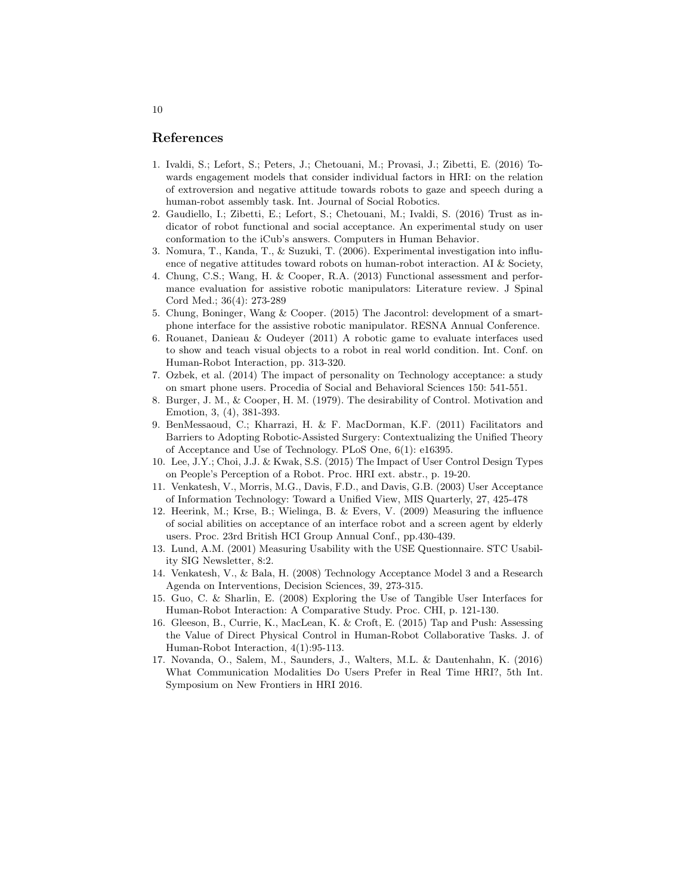## References

1. Ivaldi, S.; Lefort, S.; Peters, J.; Chetouani, M.; Provasi, J.; Zibetti, E. (2016) Towards engagement models that consider individual factors in HRI: on the relation of extroversion and negative attitude towards robots to gaze and speech during a human-robot assembly task. Int. Journal of Social Robotics.
2. Gaudiello, I.; Zibetti, E.; Lefort, S.; Chetouani, M.; Ivaldi, S. (2016) Trust as indicator of robot functional and social acceptance. An experimental study on user conformation to the iCub's answers. Computers in Human Behavior.
3. Nomura, T., Kanda, T., & Suzuki, T. (2006). Experimental investigation into influence of negative attitudes toward robots on human-robot interaction. AI & Society,
4. Chung, C.S.; Wang, H. & Cooper, R.A. (2013) Functional assessment and performance evaluation for assistive robotic manipulators: Literature review. J Spinal Cord Med.; 36(4): 273-289
5. Chung, Boninger, Wang & Cooper. (2015) The Jacontrol: development of a smartphone interface for the assistive robotic manipulator. RESNA Annual Conference.
6. Rouanet, Danieau & Oudeyer (2011) A robotic game to evaluate interfaces used to show and teach visual objects to a robot in real world condition. Int. Conf. on Human-Robot Interaction, pp. 313-320.
7. Ozbek, et al. (2014) The impact of personality on Technology acceptance: a study on smart phone users. Procedia of Social and Behavioral Sciences 150: 541-551.
8. Burger, J. M., & Cooper, H. M. (1979). The desirability of Control. Motivation and Emotion, 3, (4), 381-393.
9. BenMessaoud, C.; Kharrazi, H. & F. MacDorman, K.F. (2011) Facilitators and Barriers to Adopting Robotic-Assisted Surgery: Contextualizing the Unified Theory of Acceptance and Use of Technology. PLoS One, 6(1): e16395.
10. Lee, J.Y.; Choi, J.J. & Kwak, S.S. (2015) The Impact of User Control Design Types on People's Perception of a Robot. Proc. HRI ext. abstr., p. 19-20.
11. Venkatesh, V., Morris, M.G., Davis, F.D., and Davis, G.B. (2003) User Acceptance of Information Technology: Toward a Unified View, MIS Quarterly, 27, 425-478
12. Heerink, M.; Krse, B.; Wielinga, B. & Evers, V. (2009) Measuring the influence of social abilities on acceptance of an interface robot and a screen agent by elderly users. Proc. 23rd British HCI Group Annual Conf., pp.430-439.
13. Lund, A.M. (2001) Measuring Usability with the USE Questionnaire. STC Usability SIG Newsletter, 8:2.
14. Venkatesh, V., & Bala, H. (2008) Technology Acceptance Model 3 and a Research Agenda on Interventions, Decision Sciences, 39, 273-315.
15. Guo, C. & Sharlin, E. (2008) Exploring the Use of Tangible User Interfaces for Human-Robot Interaction: A Comparative Study. Proc. CHI, p. 121-130.
16. Gleeson, B., Currie, K., MacLean, K. & Croft, E. (2015) Tap and Push: Assessing the Value of Direct Physical Control in Human-Robot Collaborative Tasks. J. of Human-Robot Interaction, 4(1):95-113.
17. Novanda, O., Salem, M., Saunders, J., Walters, M.L. & Dautenhahn, K. (2016) What Communication Modalities Do Users Prefer in Real Time HRI?, 5th Int. Symposium on New Frontiers in HRI 2016.